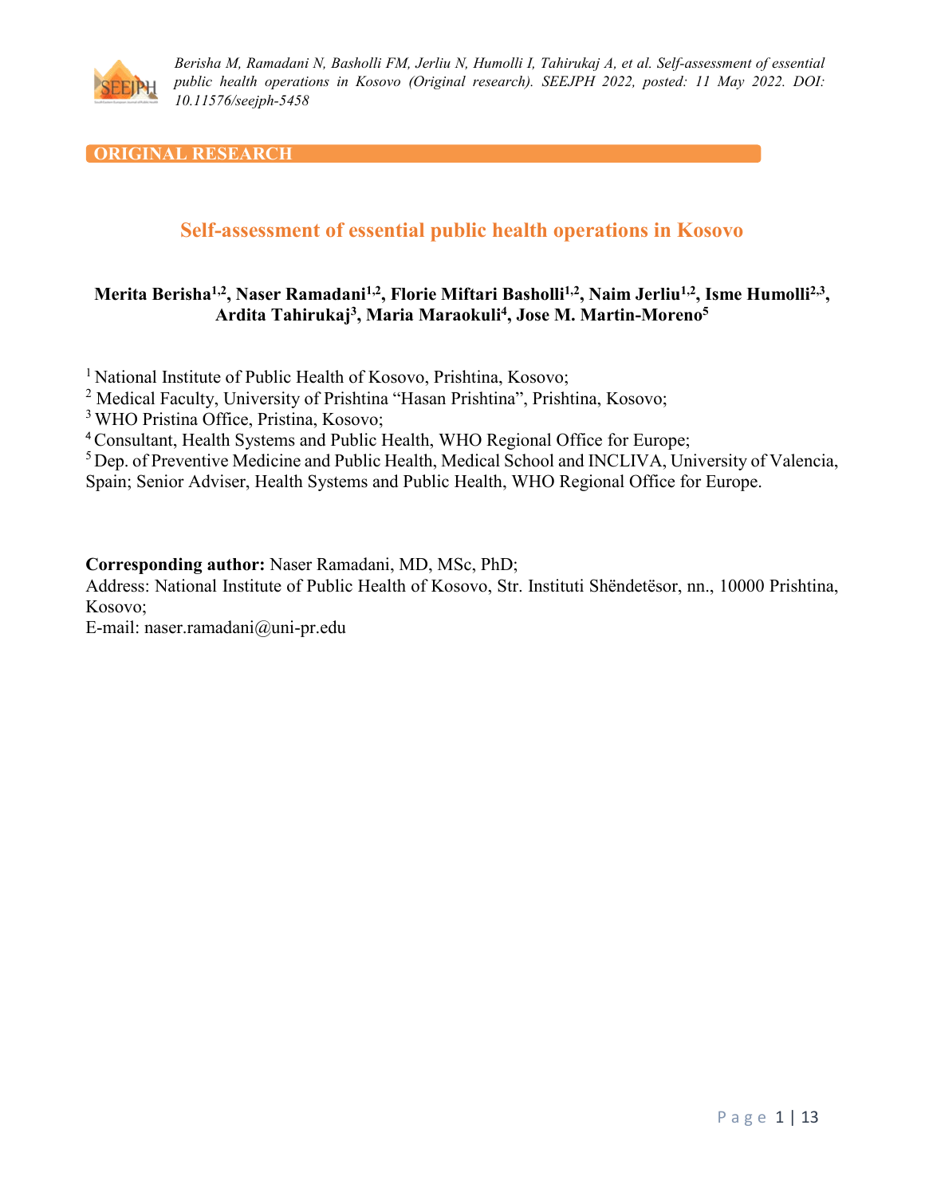**ORIGINAL RESEARCH**

# Self-assessment of essential public health operations in Kosovo

**Merita Berisha[1,2], Naser Ramadani[1,2], Florie Miftari Basholli[1,2], Naim Jerliu[1,2], Isme Humolli[2,3], Ardita Tahirukaj[3], Maria Maraokuli[4], Jose M. Martin-Moreno[5]**

[1] National Institute of Public Health of Kosovo, Prishtina, Kosovo;
[2] Medical Faculty, University of Prishtina "Hasan Prishtina", Prishtina, Kosovo;
[3] WHO Pristina Office, Pristina, Kosovo;
[4] Consultant, Health Systems and Public Health, WHO Regional Office for Europe;
[5] Dep. of Preventive Medicine and Public Health, Medical School and INCLIVA, University of Valencia, Spain; Senior Adviser, Health Systems and Public Health, WHO Regional Office for Europe.

**Corresponding author:** Naser Ramadani, MD, MSc, PhD;
Address: National Institute of Public Health of Kosovo, Str. Instituti Shëndetësor, nn., 10000 Prishtina, Kosovo;
E-mail: naser.ramadani@uni-pr.edu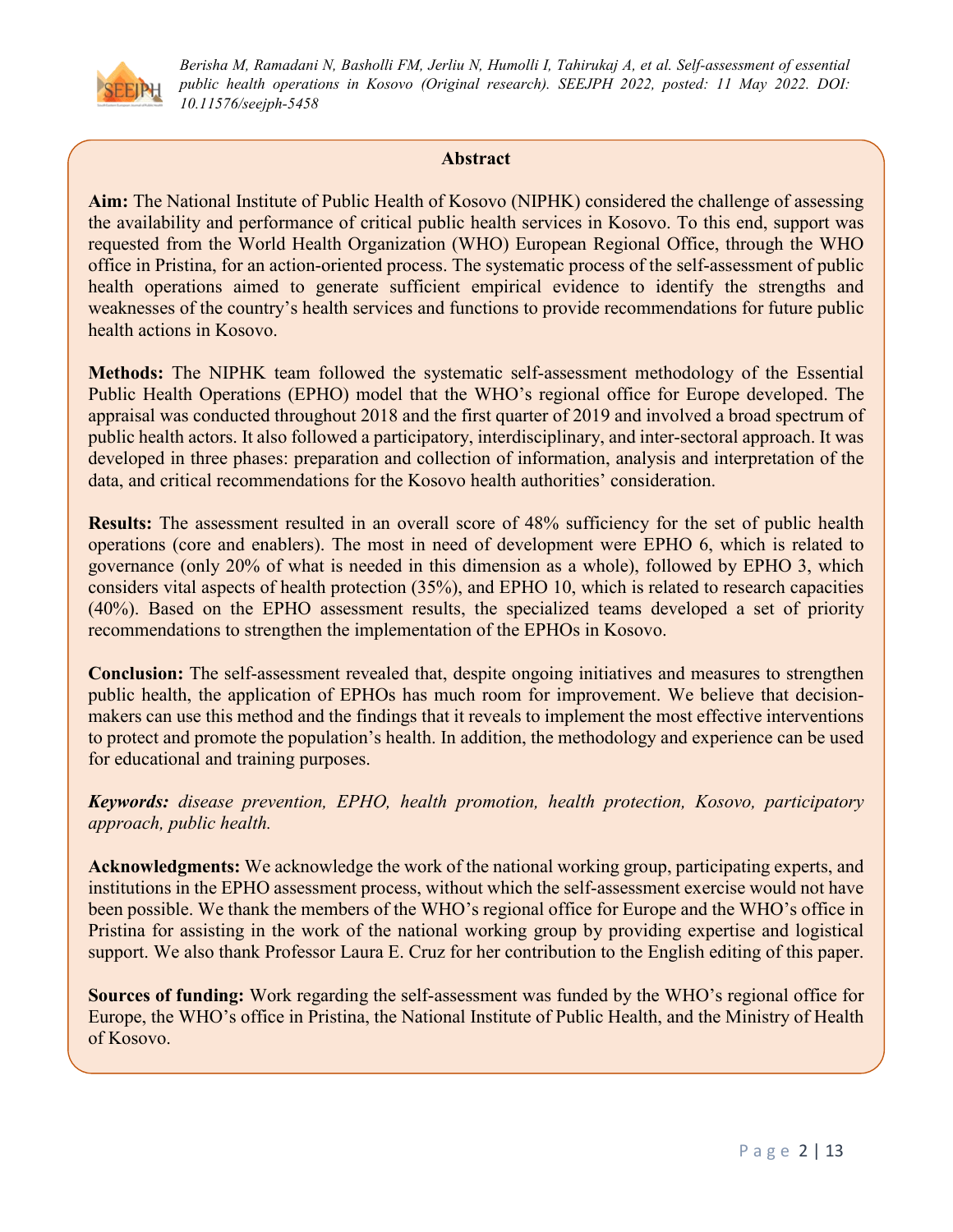## Abstract

**Aim:** The National Institute of Public Health of Kosovo (NIPHK) considered the challenge of assessing the availability and performance of critical public health services in Kosovo. To this end, support was requested from the World Health Organization (WHO) European Regional Office, through the WHO office in Pristina, for an action-oriented process. The systematic process of the self-assessment of public health operations aimed to generate sufficient empirical evidence to identify the strengths and weaknesses of the country's health services and functions to provide recommendations for future public health actions in Kosovo.

**Methods:** The NIPHK team followed the systematic self-assessment methodology of the Essential Public Health Operations (EPHO) model that the WHO's regional office for Europe developed. The appraisal was conducted throughout 2018 and the first quarter of 2019 and involved a broad spectrum of public health actors. It also followed a participatory, interdisciplinary, and inter-sectoral approach. It was developed in three phases: preparation and collection of information, analysis and interpretation of the data, and critical recommendations for the Kosovo health authorities' consideration.

**Results:** The assessment resulted in an overall score of 48% sufficiency for the set of public health operations (core and enablers). The most in need of development were EPHO 6, which is related to governance (only 20% of what is needed in this dimension as a whole), followed by EPHO 3, which considers vital aspects of health protection (35%), and EPHO 10, which is related to research capacities (40%). Based on the EPHO assessment results, the specialized teams developed a set of priority recommendations to strengthen the implementation of the EPHOs in Kosovo.

**Conclusion:** The self-assessment revealed that, despite ongoing initiatives and measures to strengthen public health, the application of EPHOs has much room for improvement. We believe that decision-makers can use this method and the findings that it reveals to implement the most effective interventions to protect and promote the population's health. In addition, the methodology and experience can be used for educational and training purposes.

***Keywords:*** *disease prevention, EPHO, health promotion, health protection, Kosovo, participatory approach, public health.*

**Acknowledgments:** We acknowledge the work of the national working group, participating experts, and institutions in the EPHO assessment process, without which the self-assessment exercise would not have been possible. We thank the members of the WHO's regional office for Europe and the WHO's office in Pristina for assisting in the work of the national working group by providing expertise and logistical support. We also thank Professor Laura E. Cruz for her contribution to the English editing of this paper.

**Sources of funding:** Work regarding the self-assessment was funded by the WHO's regional office for Europe, the WHO's office in Pristina, the National Institute of Public Health, and the Ministry of Health of Kosovo.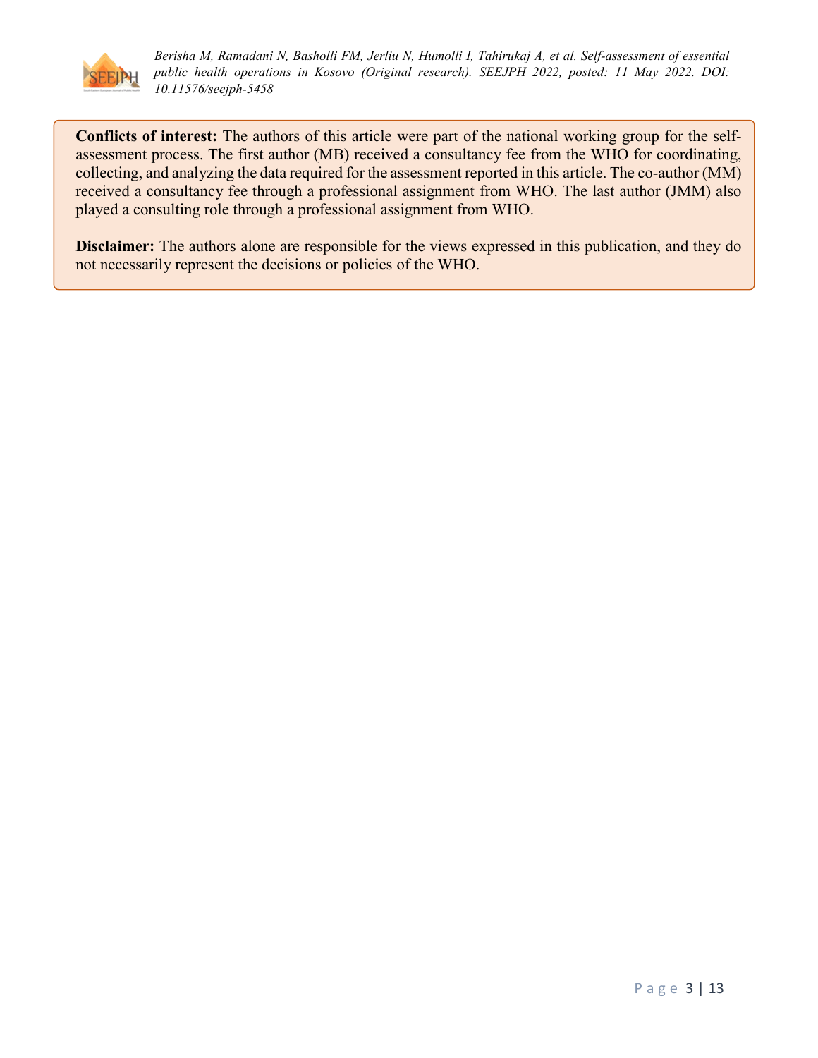**Conflicts of interest:** The authors of this article were part of the national working group for the self-assessment process. The first author (MB) received a consultancy fee from the WHO for coordinating, collecting, and analyzing the data required for the assessment reported in this article. The co-author (MM) received a consultancy fee through a professional assignment from WHO. The last author (JMM) also played a consulting role through a professional assignment from WHO.

**Disclaimer:** The authors alone are responsible for the views expressed in this publication, and they do not necessarily represent the decisions or policies of the WHO.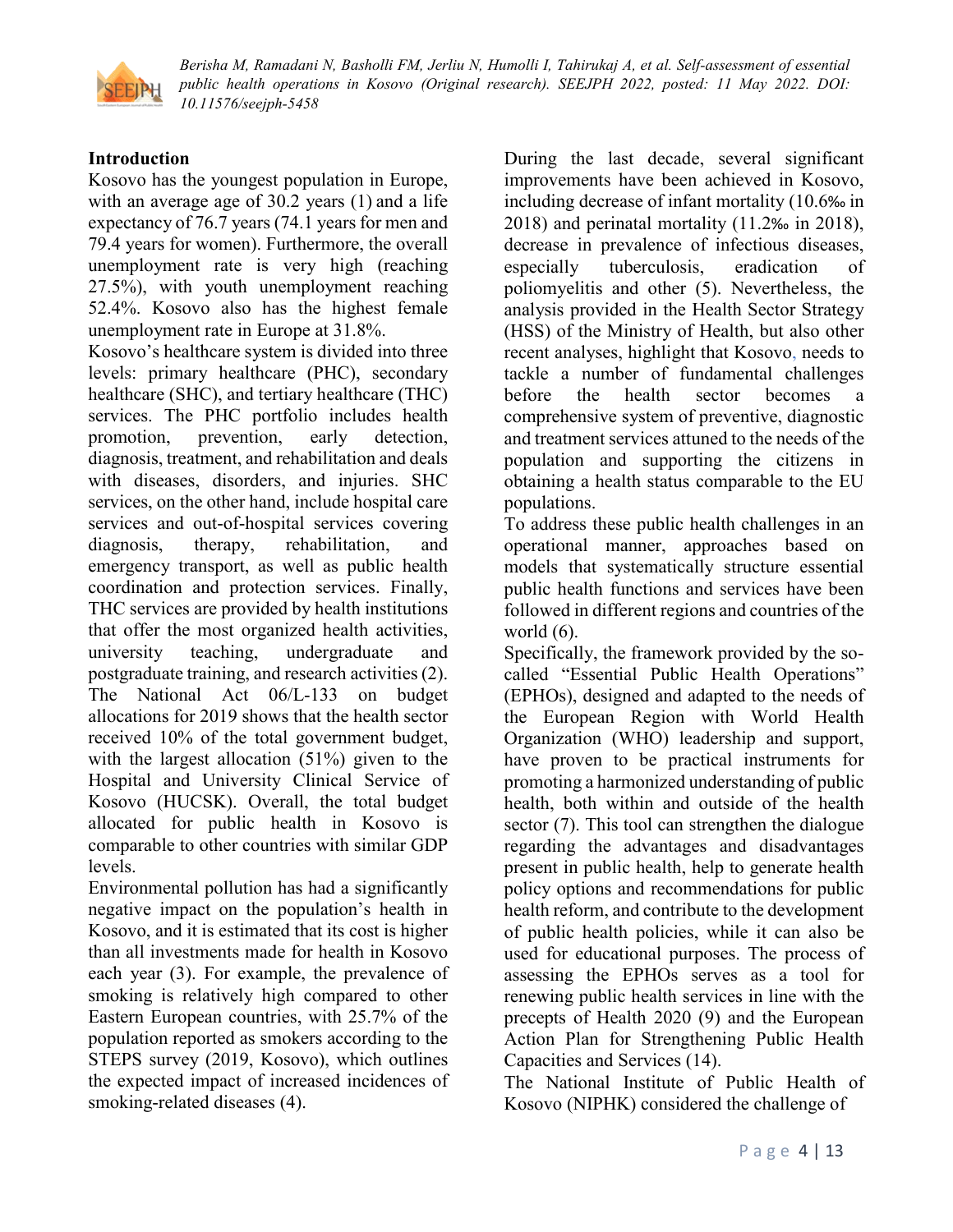## Introduction

Kosovo has the youngest population in Europe, with an average age of 30.2 years (1) and a life expectancy of 76.7 years (74.1 years for men and 79.4 years for women). Furthermore, the overall unemployment rate is very high (reaching 27.5%), with youth unemployment reaching 52.4%. Kosovo also has the highest female unemployment rate in Europe at 31.8%.

Kosovo's healthcare system is divided into three levels: primary healthcare (PHC), secondary healthcare (SHC), and tertiary healthcare (THC) services. The PHC portfolio includes health promotion, prevention, early detection, diagnosis, treatment, and rehabilitation and deals with diseases, disorders, and injuries. SHC services, on the other hand, include hospital care services and out-of-hospital services covering diagnosis, therapy, rehabilitation, and emergency transport, as well as public health coordination and protection services. Finally, THC services are provided by health institutions that offer the most organized health activities, university teaching, undergraduate and postgraduate training, and research activities (2). The National Act 06/L-133 on budget allocations for 2019 shows that the health sector received 10% of the total government budget, with the largest allocation (51%) given to the Hospital and University Clinical Service of Kosovo (HUCSK). Overall, the total budget allocated for public health in Kosovo is comparable to other countries with similar GDP levels.

Environmental pollution has had a significantly negative impact on the population's health in Kosovo, and it is estimated that its cost is higher than all investments made for health in Kosovo each year (3). For example, the prevalence of smoking is relatively high compared to other Eastern European countries, with 25.7% of the population reported as smokers according to the STEPS survey (2019, Kosovo), which outlines the expected impact of increased incidences of smoking-related diseases (4).

During the last decade, several significant improvements have been achieved in Kosovo, including decrease of infant mortality (10.6‰ in 2018) and perinatal mortality (11.2‰ in 2018), decrease in prevalence of infectious diseases, especially tuberculosis, eradication of poliomyelitis and other (5). Nevertheless, the analysis provided in the Health Sector Strategy (HSS) of the Ministry of Health, but also other recent analyses, highlight that Kosovo, needs to tackle a number of fundamental challenges before the health sector becomes a comprehensive system of preventive, diagnostic and treatment services attuned to the needs of the population and supporting the citizens in obtaining a health status comparable to the EU populations.

To address these public health challenges in an operational manner, approaches based on models that systematically structure essential public health functions and services have been followed in different regions and countries of the world (6).

Specifically, the framework provided by the so-called "Essential Public Health Operations" (EPHOs), designed and adapted to the needs of the European Region with World Health Organization (WHO) leadership and support, have proven to be practical instruments for promoting a harmonized understanding of public health, both within and outside of the health sector (7). This tool can strengthen the dialogue regarding the advantages and disadvantages present in public health, help to generate health policy options and recommendations for public health reform, and contribute to the development of public health policies, while it can also be used for educational purposes. The process of assessing the EPHOs serves as a tool for renewing public health services in line with the precepts of Health 2020 (9) and the European Action Plan for Strengthening Public Health Capacities and Services (14).

The National Institute of Public Health of Kosovo (NIPHK) considered the challenge of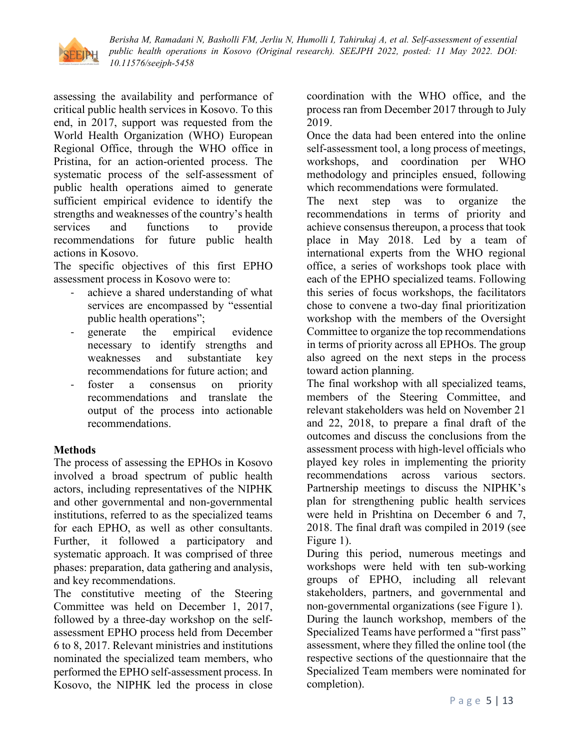assessing the availability and performance of critical public health services in Kosovo. To this end, in 2017, support was requested from the World Health Organization (WHO) European Regional Office, through the WHO office in Pristina, for an action-oriented process. The systematic process of the self-assessment of public health operations aimed to generate sufficient empirical evidence to identify the strengths and weaknesses of the country's health services and functions to provide recommendations for future public health actions in Kosovo.

The specific objectives of this first EPHO assessment process in Kosovo were to:

- achieve a shared understanding of what services are encompassed by "essential public health operations";
- generate the empirical evidence necessary to identify strengths and weaknesses and substantiate key recommendations for future action; and
- foster a consensus on priority recommendations and translate the output of the process into actionable recommendations.

## Methods

The process of assessing the EPHOs in Kosovo involved a broad spectrum of public health actors, including representatives of the NIPHK and other governmental and non-governmental institutions, referred to as the specialized teams for each EPHO, as well as other consultants. Further, it followed a participatory and systematic approach. It was comprised of three phases: preparation, data gathering and analysis, and key recommendations.

The constitutive meeting of the Steering Committee was held on December 1, 2017, followed by a three-day workshop on the self-assessment EPHO process held from December 6 to 8, 2017. Relevant ministries and institutions nominated the specialized team members, who performed the EPHO self-assessment process. In Kosovo, the NIPHK led the process in close coordination with the WHO office, and the process ran from December 2017 through to July 2019.

Once the data had been entered into the online self-assessment tool, a long process of meetings, workshops, and coordination per WHO methodology and principles ensued, following which recommendations were formulated.

The next step was to organize the recommendations in terms of priority and achieve consensus thereupon, a process that took place in May 2018. Led by a team of international experts from the WHO regional office, a series of workshops took place with each of the EPHO specialized teams. Following this series of focus workshops, the facilitators chose to convene a two-day final prioritization workshop with the members of the Oversight Committee to organize the top recommendations in terms of priority across all EPHOs. The group also agreed on the next steps in the process toward action planning.

The final workshop with all specialized teams, members of the Steering Committee, and relevant stakeholders was held on November 21 and 22, 2018, to prepare a final draft of the outcomes and discuss the conclusions from the assessment process with high-level officials who played key roles in implementing the priority recommendations across various sectors. Partnership meetings to discuss the NIPHK's plan for strengthening public health services were held in Prishtina on December 6 and 7, 2018. The final draft was compiled in 2019 (see Figure 1).

During this period, numerous meetings and workshops were held with ten sub-working groups of EPHO, including all relevant stakeholders, partners, and governmental and non-governmental organizations (see Figure 1).

During the launch workshop, members of the Specialized Teams have performed a "first pass" assessment, where they filled the online tool (the respective sections of the questionnaire that the Specialized Team members were nominated for completion).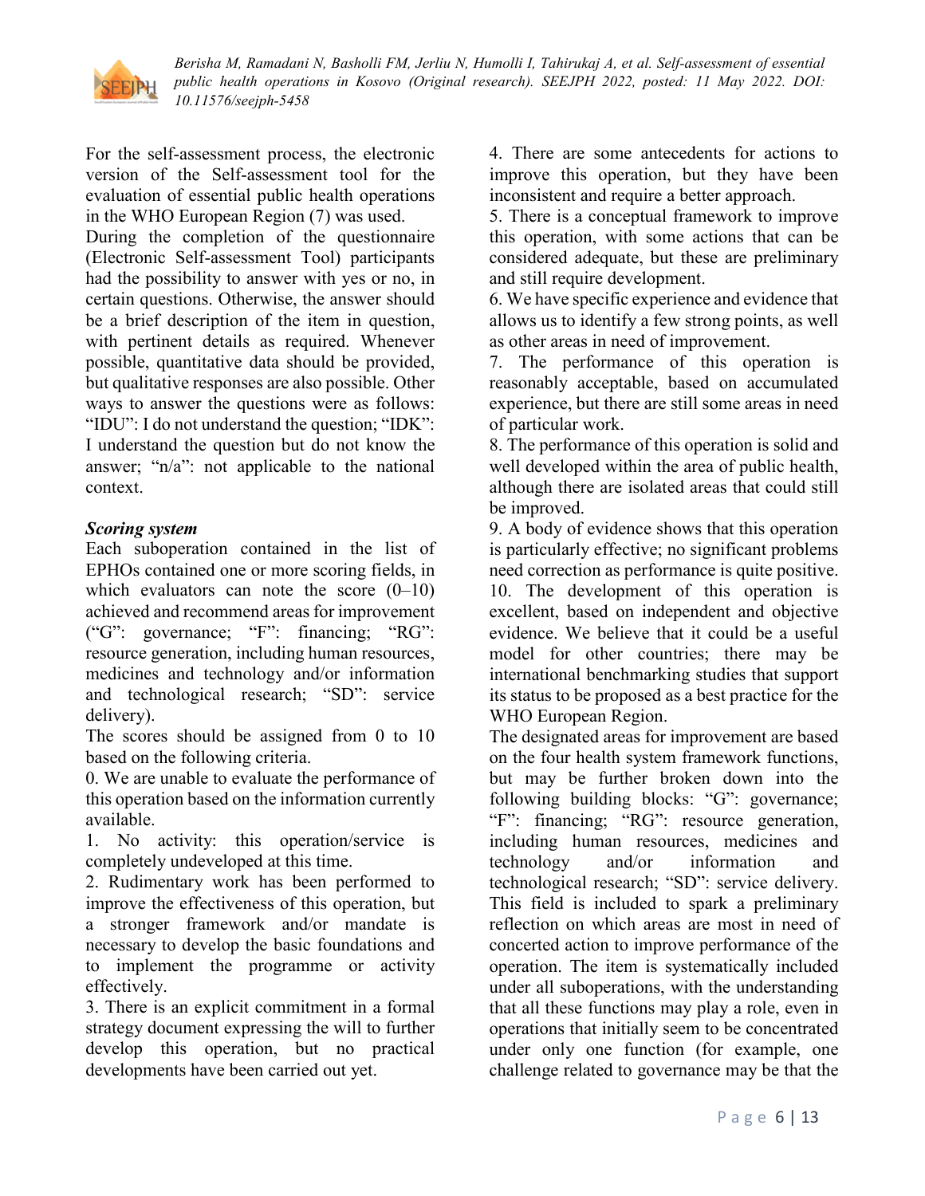For the self-assessment process, the electronic version of the Self-assessment tool for the evaluation of essential public health operations in the WHO European Region (7) was used.
During the completion of the questionnaire (Electronic Self-assessment Tool) participants had the possibility to answer with yes or no, in certain questions. Otherwise, the answer should be a brief description of the item in question, with pertinent details as required. Whenever possible, quantitative data should be provided, but qualitative responses are also possible. Other ways to answer the questions were as follows: "IDU": I do not understand the question; "IDK": I understand the question but do not know the answer; "n/a": not applicable to the national context.

***Scoring system***

Each suboperation contained in the list of EPHOs contained one or more scoring fields, in which evaluators can note the score (0–10) achieved and recommend areas for improvement ("G": governance; "F": financing; "RG": resource generation, including human resources, medicines and technology and/or information and technological research; "SD": service delivery).
The scores should be assigned from 0 to 10 based on the following criteria.

0. We are unable to evaluate the performance of this operation based on the information currently available.
1. No activity: this operation/service is completely undeveloped at this time.
2. Rudimentary work has been performed to improve the effectiveness of this operation, but a stronger framework and/or mandate is necessary to develop the basic foundations and to implement the programme or activity effectively.
3. There is an explicit commitment in a formal strategy document expressing the will to further develop this operation, but no practical developments have been carried out yet.
4. There are some antecedents for actions to improve this operation, but they have been inconsistent and require a better approach.
5. There is a conceptual framework to improve this operation, with some actions that can be considered adequate, but these are preliminary and still require development.
6. We have specific experience and evidence that allows us to identify a few strong points, as well as other areas in need of improvement.
7. The performance of this operation is reasonably acceptable, based on accumulated experience, but there are still some areas in need of particular work.
8. The performance of this operation is solid and well developed within the area of public health, although there are isolated areas that could still be improved.
9. A body of evidence shows that this operation is particularly effective; no significant problems need correction as performance is quite positive.
10. The development of this operation is excellent, based on independent and objective evidence. We believe that it could be a useful model for other countries; there may be international benchmarking studies that support its status to be proposed as a best practice for the WHO European Region.

The designated areas for improvement are based on the four health system framework functions, but may be further broken down into the following building blocks: "G": governance; "F": financing; "RG": resource generation, including human resources, medicines and technology and/or information and technological research; "SD": service delivery. This field is included to spark a preliminary reflection on which areas are most in need of concerted action to improve performance of the operation. The item is systematically included under all suboperations, with the understanding that all these functions may play a role, even in operations that initially seem to be concentrated under only one function (for example, one challenge related to governance may be that the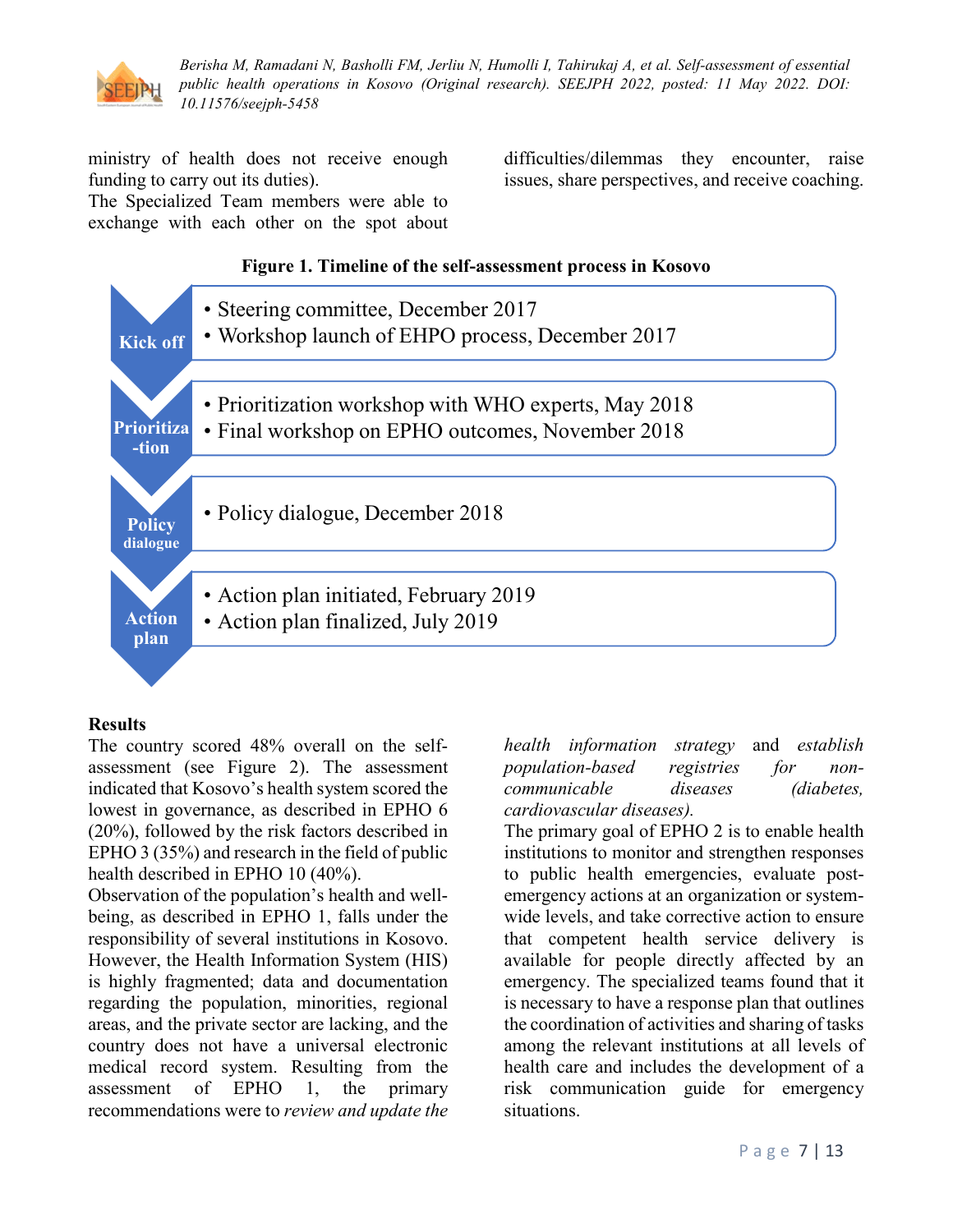ministry of health does not receive enough funding to carry out its duties).

The Specialized Team members were able to exchange with each other on the spot about difficulties/dilemmas they encounter, raise issues, share perspectives, and receive coaching.

**Figure 1. Timeline of the self-assessment process in Kosovo**

**Kick off**
- Steering committee, December 2017
- Workshop launch of EHPO process, December 2017

**Prioritization**
- Prioritization workshop with WHO experts, May 2018
- Final workshop on EPHO outcomes, November 2018

**Policy dialogue**
- Policy dialogue, December 2018

**Action plan**
- Action plan initiated, February 2019
- Action plan finalized, July 2019

**Results**

The country scored 48% overall on the self-assessment (see Figure 2). The assessment indicated that Kosovo's health system scored the lowest in governance, as described in EPHO 6 (20%), followed by the risk factors described in EPHO 3 (35%) and research in the field of public health described in EPHO 10 (40%).

Observation of the population's health and well-being, as described in EPHO 1, falls under the responsibility of several institutions in Kosovo. However, the Health Information System (HIS) is highly fragmented; data and documentation regarding the population, minorities, regional areas, and the private sector are lacking, and the country does not have a universal electronic medical record system. Resulting from the assessment of EPHO 1, the primary recommendations were to *review and update the health information strategy* and *establish population-based registries for non-communicable diseases (diabetes, cardiovascular diseases).*

The primary goal of EPHO 2 is to enable health institutions to monitor and strengthen responses to public health emergencies, evaluate post-emergency actions at an organization or system-wide levels, and take corrective action to ensure that competent health service delivery is available for people directly affected by an emergency. The specialized teams found that it is necessary to have a response plan that outlines the coordination of activities and sharing of tasks among the relevant institutions at all levels of health care and includes the development of a risk communication guide for emergency situations.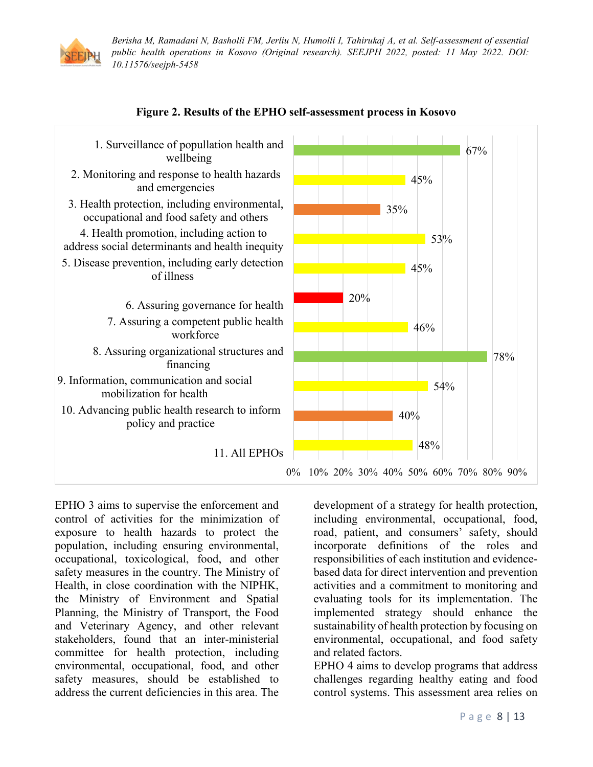**Figure 2. Results of the EPHO self-assessment process in Kosovo**

| EPHO | Result |
|---|---|
| 1. Surveillance of popullation health and wellbeing | 67% |
| 2. Monitoring and response to health hazards and emergencies | 45% |
| 3. Health protection, including environmental, occupational and food safety and others | 35% |
| 4. Health promotion, including action to address social determinants and health inequity | 53% |
| 5. Disease prevention, including early detection of illness | 45% |
| 6. Assuring governance for health | 20% |
| 7. Assuring a competent public health workforce | 46% |
| 8. Assuring organizational structures and financing | 78% |
| 9. Information, communication and social mobilization for health | 54% |
| 10. Advancing public health research to inform policy and practice | 40% |
| 11. All EPHOs | 48% |

EPHO 3 aims to supervise the enforcement and control of activities for the minimization of exposure to health hazards to protect the population, including ensuring environmental, occupational, toxicological, food, and other safety measures in the country. The Ministry of Health, in close coordination with the NIPHK, the Ministry of Environment and Spatial Planning, the Ministry of Transport, the Food and Veterinary Agency, and other relevant stakeholders, found that an inter-ministerial committee for health protection, including environmental, occupational, food, and other safety measures, should be established to address the current deficiencies in this area. The development of a strategy for health protection, including environmental, occupational, food, road, patient, and consumers' safety, should incorporate definitions of the roles and responsibilities of each institution and evidence-based data for direct intervention and prevention activities and a commitment to monitoring and evaluating tools for its implementation. The implemented strategy should enhance the sustainability of health protection by focusing on environmental, occupational, and food safety and related factors.

EPHO 4 aims to develop programs that address challenges regarding healthy eating and food control systems. This assessment area relies on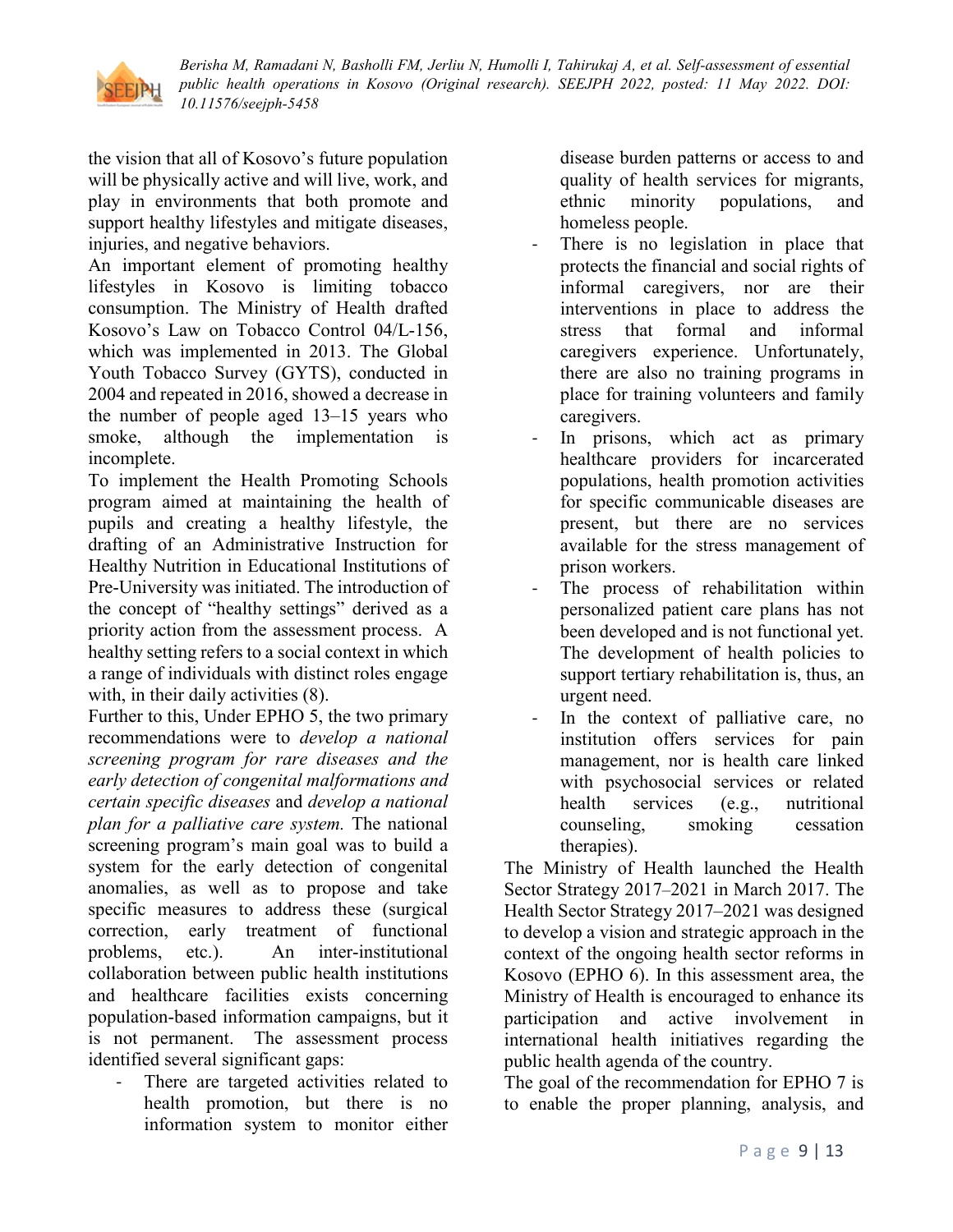the vision that all of Kosovo's future population will be physically active and will live, work, and play in environments that both promote and support healthy lifestyles and mitigate diseases, injuries, and negative behaviors.

An important element of promoting healthy lifestyles in Kosovo is limiting tobacco consumption. The Ministry of Health drafted Kosovo's Law on Tobacco Control 04/L-156, which was implemented in 2013. The Global Youth Tobacco Survey (GYTS), conducted in 2004 and repeated in 2016, showed a decrease in the number of people aged 13–15 years who smoke, although the implementation is incomplete.

To implement the Health Promoting Schools program aimed at maintaining the health of pupils and creating a healthy lifestyle, the drafting of an Administrative Instruction for Healthy Nutrition in Educational Institutions of Pre-University was initiated. The introduction of the concept of "healthy settings" derived as a priority action from the assessment process. A healthy setting refers to a social context in which a range of individuals with distinct roles engage with, in their daily activities (8).

Further to this, Under EPHO 5, the two primary recommendations were to *develop a national screening program for rare diseases and the early detection of congenital malformations and certain specific diseases* and *develop a national plan for a palliative care system.* The national screening program's main goal was to build a system for the early detection of congenital anomalies, as well as to propose and take specific measures to address these (surgical correction, early treatment of functional problems, etc.). An inter-institutional collaboration between public health institutions and healthcare facilities exists concerning population-based information campaigns, but it is not permanent. The assessment process identified several significant gaps:

- There are targeted activities related to health promotion, but there is no information system to monitor either disease burden patterns or access to and quality of health services for migrants, ethnic minority populations, and homeless people.
- There is no legislation in place that protects the financial and social rights of informal caregivers, nor are their interventions in place to address the stress that formal and informal caregivers experience. Unfortunately, there are also no training programs in place for training volunteers and family caregivers.
- In prisons, which act as primary healthcare providers for incarcerated populations, health promotion activities for specific communicable diseases are present, but there are no services available for the stress management of prison workers.
- The process of rehabilitation within personalized patient care plans has not been developed and is not functional yet. The development of health policies to support tertiary rehabilitation is, thus, an urgent need.
- In the context of palliative care, no institution offers services for pain management, nor is health care linked with psychosocial services or related health services (e.g., nutritional counseling, smoking cessation therapies).

The Ministry of Health launched the Health Sector Strategy 2017–2021 in March 2017. The Health Sector Strategy 2017–2021 was designed to develop a vision and strategic approach in the context of the ongoing health sector reforms in Kosovo (EPHO 6). In this assessment area, the Ministry of Health is encouraged to enhance its participation and active involvement in international health initiatives regarding the public health agenda of the country.

The goal of the recommendation for EPHO 7 is to enable the proper planning, analysis, and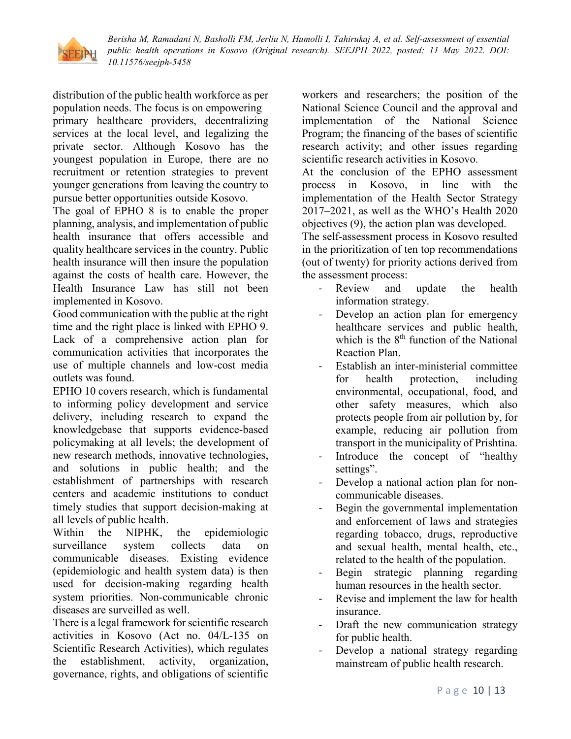distribution of the public health workforce as per population needs. The focus is on empowering primary healthcare providers, decentralizing services at the local level, and legalizing the private sector. Although Kosovo has the youngest population in Europe, there are no recruitment or retention strategies to prevent younger generations from leaving the country to pursue better opportunities outside Kosovo.

The goal of EPHO 8 is to enable the proper planning, analysis, and implementation of public health insurance that offers accessible and quality healthcare services in the country. Public health insurance will then insure the population against the costs of health care. However, the Health Insurance Law has still not been implemented in Kosovo.

Good communication with the public at the right time and the right place is linked with EPHO 9. Lack of a comprehensive action plan for communication activities that incorporates the use of multiple channels and low-cost media outlets was found.

EPHO 10 covers research, which is fundamental to informing policy development and service delivery, including research to expand the knowledgebase that supports evidence-based policymaking at all levels; the development of new research methods, innovative technologies, and solutions in public health; and the establishment of partnerships with research centers and academic institutions to conduct timely studies that support decision-making at all levels of public health.

Within the NIPHK, the epidemiologic surveillance system collects data on communicable diseases. Existing evidence (epidemiologic and health system data) is then used for decision-making regarding health system priorities. Non-communicable chronic diseases are surveilled as well.

There is a legal framework for scientific research activities in Kosovo (Act no. 04/L-135 on Scientific Research Activities), which regulates the establishment, activity, organization, governance, rights, and obligations of scientific workers and researchers; the position of the National Science Council and the approval and implementation of the National Science Program; the financing of the bases of scientific research activity; and other issues regarding scientific research activities in Kosovo.

At the conclusion of the EPHO assessment process in Kosovo, in line with the implementation of the Health Sector Strategy 2017–2021, as well as the WHO's Health 2020 objectives (9), the action plan was developed.

The self-assessment process in Kosovo resulted in the prioritization of ten top recommendations (out of twenty) for priority actions derived from the assessment process:

- Review and update the health information strategy.
- Develop an action plan for emergency healthcare services and public health, which is the 8th function of the National Reaction Plan.
- Establish an inter-ministerial committee for health protection, including environmental, occupational, food, and other safety measures, which also protects people from air pollution by, for example, reducing air pollution from transport in the municipality of Prishtina.
- Introduce the concept of "healthy settings".
- Develop a national action plan for non-communicable diseases.
- Begin the governmental implementation and enforcement of laws and strategies regarding tobacco, drugs, reproductive and sexual health, mental health, etc., related to the health of the population.
- Begin strategic planning regarding human resources in the health sector.
- Revise and implement the law for health insurance.
- Draft the new communication strategy for public health.
- Develop a national strategy regarding mainstream of public health research.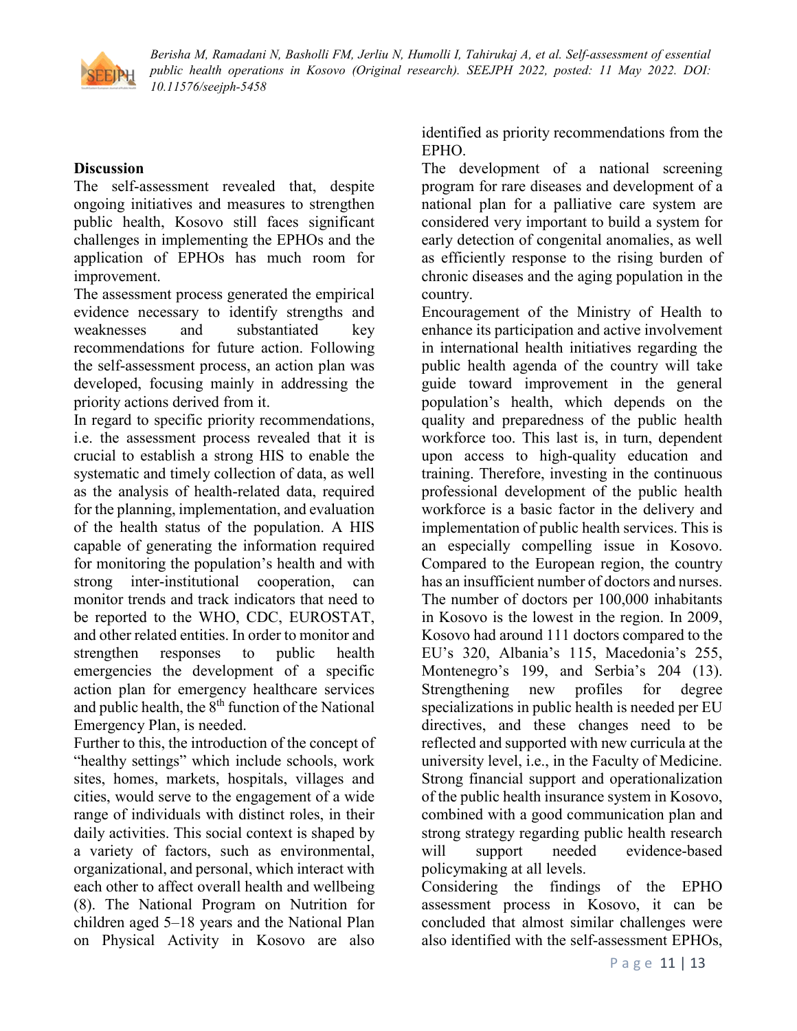## Discussion

The self-assessment revealed that, despite ongoing initiatives and measures to strengthen public health, Kosovo still faces significant challenges in implementing the EPHOs and the application of EPHOs has much room for improvement.

The assessment process generated the empirical evidence necessary to identify strengths and weaknesses and substantiated key recommendations for future action. Following the self-assessment process, an action plan was developed, focusing mainly in addressing the priority actions derived from it.

In regard to specific priority recommendations, i.e. the assessment process revealed that it is crucial to establish a strong HIS to enable the systematic and timely collection of data, as well as the analysis of health-related data, required for the planning, implementation, and evaluation of the health status of the population. A HIS capable of generating the information required for monitoring the population's health and with strong inter-institutional cooperation, can monitor trends and track indicators that need to be reported to the WHO, CDC, EUROSTAT, and other related entities. In order to monitor and strengthen responses to public health emergencies the development of a specific action plan for emergency healthcare services and public health, the 8th function of the National Emergency Plan, is needed.

Further to this, the introduction of the concept of "healthy settings" which include schools, work sites, homes, markets, hospitals, villages and cities, would serve to the engagement of a wide range of individuals with distinct roles, in their daily activities. This social context is shaped by a variety of factors, such as environmental, organizational, and personal, which interact with each other to affect overall health and wellbeing (8). The National Program on Nutrition for children aged 5–18 years and the National Plan on Physical Activity in Kosovo are also identified as priority recommendations from the EPHO.

The development of a national screening program for rare diseases and development of a national plan for a palliative care system are considered very important to build a system for early detection of congenital anomalies, as well as efficiently response to the rising burden of chronic diseases and the aging population in the country.

Encouragement of the Ministry of Health to enhance its participation and active involvement in international health initiatives regarding the public health agenda of the country will take guide toward improvement in the general population's health, which depends on the quality and preparedness of the public health workforce too. This last is, in turn, dependent upon access to high-quality education and training. Therefore, investing in the continuous professional development of the public health workforce is a basic factor in the delivery and implementation of public health services. This is an especially compelling issue in Kosovo. Compared to the European region, the country has an insufficient number of doctors and nurses. The number of doctors per 100,000 inhabitants in Kosovo is the lowest in the region. In 2009, Kosovo had around 111 doctors compared to the EU's 320, Albania's 115, Macedonia's 255, Montenegro's 199, and Serbia's 204 (13). Strengthening new profiles for degree specializations in public health is needed per EU directives, and these changes need to be reflected and supported with new curricula at the university level, i.e., in the Faculty of Medicine. Strong financial support and operationalization of the public health insurance system in Kosovo, combined with a good communication plan and strong strategy regarding public health research will support needed evidence-based policymaking at all levels.

Considering the findings of the EPHO assessment process in Kosovo, it can be concluded that almost similar challenges were also identified with the self-assessment EPHOs,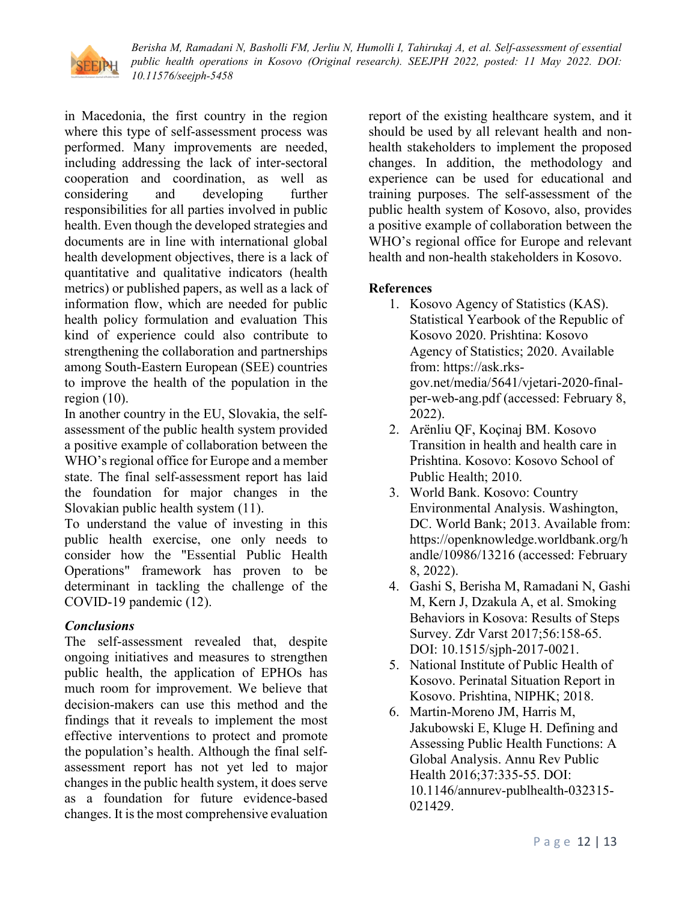in Macedonia, the first country in the region where this type of self-assessment process was performed. Many improvements are needed, including addressing the lack of inter-sectoral cooperation and coordination, as well as considering and developing further responsibilities for all parties involved in public health. Even though the developed strategies and documents are in line with international global health development objectives, there is a lack of quantitative and qualitative indicators (health metrics) or published papers, as well as a lack of information flow, which are needed for public health policy formulation and evaluation This kind of experience could also contribute to strengthening the collaboration and partnerships among South-Eastern European (SEE) countries to improve the health of the population in the region (10).

In another country in the EU, Slovakia, the self-assessment of the public health system provided a positive example of collaboration between the WHO's regional office for Europe and a member state. The final self-assessment report has laid the foundation for major changes in the Slovakian public health system (11).

To understand the value of investing in this public health exercise, one only needs to consider how the "Essential Public Health Operations" framework has proven to be determinant in tackling the challenge of the COVID-19 pandemic (12).

### *Conclusions*

The self-assessment revealed that, despite ongoing initiatives and measures to strengthen public health, the application of EPHOs has much room for improvement. We believe that decision-makers can use this method and the findings that it reveals to implement the most effective interventions to protect and promote the population's health. Although the final self-assessment report has not yet led to major changes in the public health system, it does serve as a foundation for future evidence-based changes. It is the most comprehensive evaluation report of the existing healthcare system, and it should be used by all relevant health and non-health stakeholders to implement the proposed changes. In addition, the methodology and experience can be used for educational and training purposes. The self-assessment of the public health system of Kosovo, also, provides a positive example of collaboration between the WHO's regional office for Europe and relevant health and non-health stakeholders in Kosovo.

### References

1. Kosovo Agency of Statistics (KAS). Statistical Yearbook of the Republic of Kosovo 2020. Prishtina: Kosovo Agency of Statistics; 2020. Available from: https://ask.rks-gov.net/media/5641/vjetari-2020-final-per-web-ang.pdf (accessed: February 8, 2022).
2. Arënliu QF, Koçinaj BM. Kosovo Transition in health and health care in Prishtina. Kosovo: Kosovo School of Public Health; 2010.
3. World Bank. Kosovo: Country Environmental Analysis. Washington, DC. World Bank; 2013. Available from: https://openknowledge.worldbank.org/handle/10986/13216 (accessed: February 8, 2022).
4. Gashi S, Berisha M, Ramadani N, Gashi M, Kern J, Dzakula A, et al. Smoking Behaviors in Kosova: Results of Steps Survey. Zdr Varst 2017;56:158-65. DOI: 10.1515/sjph-2017-0021.
5. National Institute of Public Health of Kosovo. Perinatal Situation Report in Kosovo. Prishtina, NIPHK; 2018.
6. Martin-Moreno JM, Harris M, Jakubowski E, Kluge H. Defining and Assessing Public Health Functions: A Global Analysis. Annu Rev Public Health 2016;37:335-55. DOI: 10.1146/annurev-publhealth-032315-021429.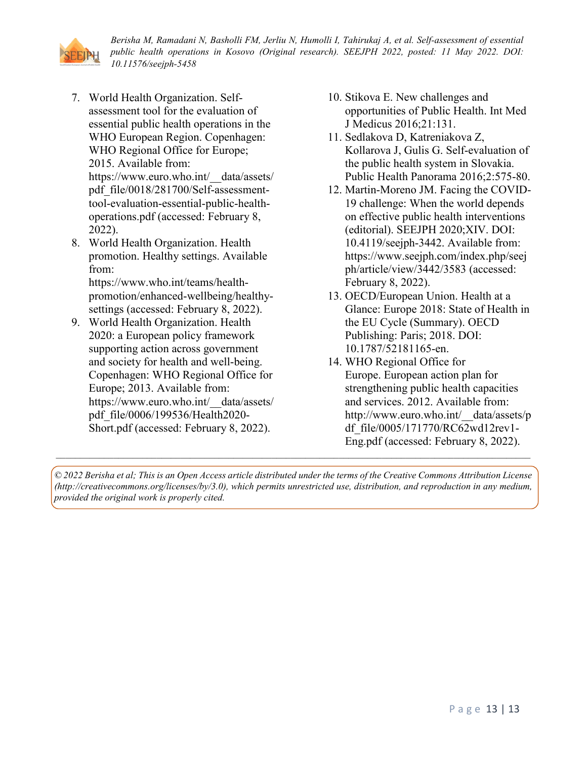7. World Health Organization. Self-assessment tool for the evaluation of essential public health operations in the WHO European Region. Copenhagen: WHO Regional Office for Europe; 2015. Available from: https://www.euro.who.int/__data/assets/pdf_file/0018/281700/Self-assessment-tool-evaluation-essential-public-health-operations.pdf (accessed: February 8, 2022).
8. World Health Organization. Health promotion. Healthy settings. Available from: https://www.who.int/teams/health-promotion/enhanced-wellbeing/healthy-settings (accessed: February 8, 2022).
9. World Health Organization. Health 2020: a European policy framework supporting action across government and society for health and well-being. Copenhagen: WHO Regional Office for Europe; 2013. Available from: https://www.euro.who.int/__data/assets/pdf_file/0006/199536/Health2020-Short.pdf (accessed: February 8, 2022).
10. Stikova E. New challenges and opportunities of Public Health. Int Med J Medicus 2016;21:131.
11. Sedlakova D, Katreniakova Z, Kollarova J, Gulis G. Self-evaluation of the public health system in Slovakia. Public Health Panorama 2016;2:575-80.
12. Martin-Moreno JM. Facing the COVID-19 challenge: When the world depends on effective public health interventions (editorial). SEEJPH 2020;XIV. DOI: 10.4119/seejph-3442. Available from: https://www.seejph.com/index.php/seejph/article/view/3442/3583 (accessed: February 8, 2022).
13. OECD/European Union. Health at a Glance: Europe 2018: State of Health in the EU Cycle (Summary). OECD Publishing: Paris; 2018. DOI: 10.1787/52181165-en.
14. WHO Regional Office for Europe. European action plan for strengthening public health capacities and services. 2012. Available from: http://www.euro.who.int/__data/assets/pdf_file/0005/171770/RC62wd12rev1-Eng.pdf (accessed: February 8, 2022).

---

*© 2022 Berisha et al; This is an Open Access article distributed under the terms of the Creative Commons Attribution License (http://creativecommons.org/licenses/by/3.0), which permits unrestricted use, distribution, and reproduction in any medium, provided the original work is properly cited.*